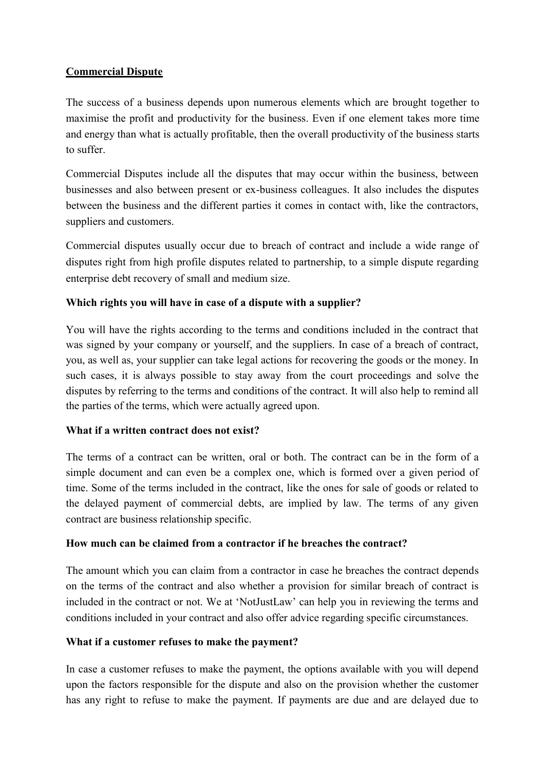# Commercial Dispute

The success of a business depends upon numerous elements which are brought together to maximise the profit and productivity for the business. Even if one element takes more time and energy than what is actually profitable, then the overall productivity of the business starts to suffer.

Commercial Disputes include all the disputes that may occur within the business, between businesses and also between present or ex-business colleagues. It also includes the disputes between the business and the different parties it comes in contact with, like the contractors, suppliers and customers.

Commercial disputes usually occur due to breach of contract and include a wide range of disputes right from high profile disputes related to partnership, to a simple dispute regarding enterprise debt recovery of small and medium size.

## Which rights you will have in case of a dispute with a supplier?

You will have the rights according to the terms and conditions included in the contract that was signed by your company or yourself, and the suppliers. In case of a breach of contract, you, as well as, your supplier can take legal actions for recovering the goods or the money. In such cases, it is always possible to stay away from the court proceedings and solve the disputes by referring to the terms and conditions of the contract. It will also help to remind all the parties of the terms, which were actually agreed upon.

## What if a written contract does not exist?

The terms of a contract can be written, oral or both. The contract can be in the form of a simple document and can even be a complex one, which is formed over a given period of time. Some of the terms included in the contract, like the ones for sale of goods or related to the delayed payment of commercial debts, are implied by law. The terms of any given contract are business relationship specific.

## How much can be claimed from a contractor if he breaches the contract?

The amount which you can claim from a contractor in case he breaches the contract depends on the terms of the contract and also whether a provision for similar breach of contract is included in the contract or not. We at 'NotJustLaw' can help you in reviewing the terms and conditions included in your contract and also offer advice regarding specific circumstances.

## What if a customer refuses to make the payment?

In case a customer refuses to make the payment, the options available with you will depend upon the factors responsible for the dispute and also on the provision whether the customer has any right to refuse to make the payment. If payments are due and are delayed due to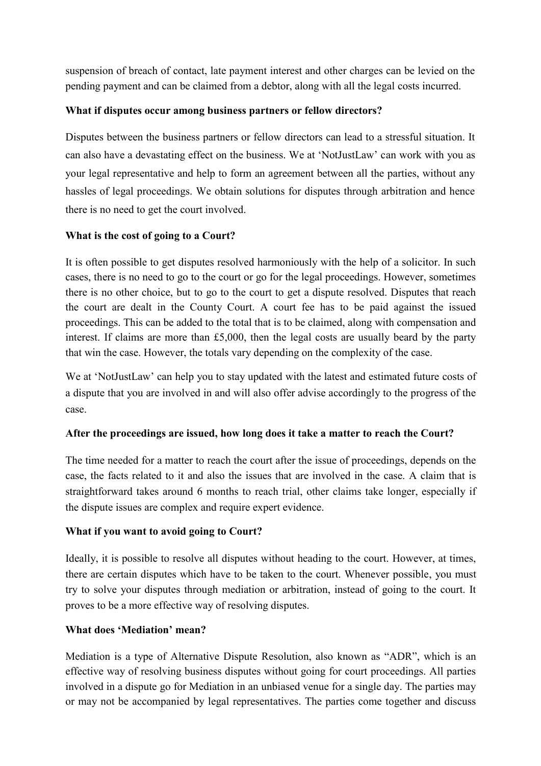suspension of breach of contact, late payment interest and other charges can be levied on the pending payment and can be claimed from a debtor, along with all the legal costs incurred.

**What if disputes occur among business partners or fellow directors?**

Disputes between the business partners or fellow directors can lead to a stressful situation. It can also have a devastating effect on the business. We at 'NotJustLaw' can work with you as your legal representative and help to form an agreement between all the parties, without any hassles of legal proceedings. We obtain solutions for disputes through arbitration and hence there is no need to get the court involved.

**What is the cost of going to a Court?**

It is often possible to get disputes resolved harmoniously with the help of a solicitor. In such cases, there is no need to go to the court or go for the legal proceedings. However, sometimes there is no other choice, but to go to the court to get a dispute resolved. Disputes that reach the court are dealt in the County Court. A court fee has to be paid against the issued proceedings. This can be added to the total that is to be claimed, along with compensation and interest. If claims are more than £5,000, then the legal costs are usually beard by the party that win the case. However, the totals vary depending on the complexity of the case.

We at 'NotJustLaw' can help you to stay updated with the latest and estimated future costs of a dispute that you are involved in and will also offer advise accordingly to the progress of the case.

**After the proceedings are issued, how long does it take a matter to reach the Court?**

The time needed for a matter to reach the court after the issue of proceedings, depends on the case, the facts related to it and also the issues that are involved in the case. A claim that is straightforward takes around 6 months to reach trial, other claims take longer, especially if the dispute issues are complex and require expert evidence.

**What if you want to avoid going to Court?**

Ideally, it is possible to resolve all disputes without heading to the court. However, at times, there are certain disputes which have to be taken to the court. Whenever possible, you must try to solve your disputes through mediation or arbitration, instead of going to the court. It proves to be a more effective way of resolving disputes.

**What does 'Mediation' mean?**

Mediation is a type of Alternative Dispute Resolution, also known as "ADR", which is an effective way of resolving business disputes without going for court proceedings. All parties involved in a dispute go for Mediation in an unbiased venue for a single day. The parties may or may not be accompanied by legal representatives. The parties come together and discuss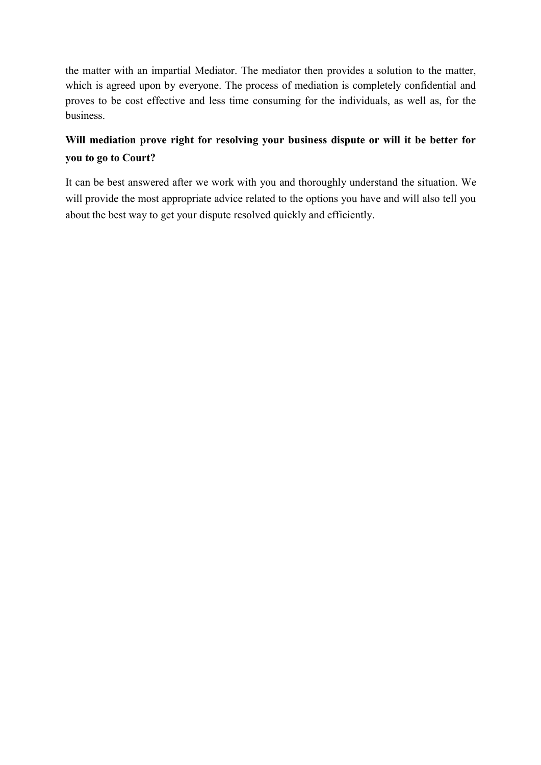the matter with an impartial Mediator. The mediator then provides a solution to the matter, which is agreed upon by everyone. The process of mediation is completely confidential and proves to be cost effective and less time consuming for the individuals, as well as, for the business.

**Will mediation prove right for resolving your business dispute or will it be better for you to go to Court?**

It can be best answered after we work with you and thoroughly understand the situation. We will provide the most appropriate advice related to the options you have and will also tell you about the best way to get your dispute resolved quickly and efficiently.